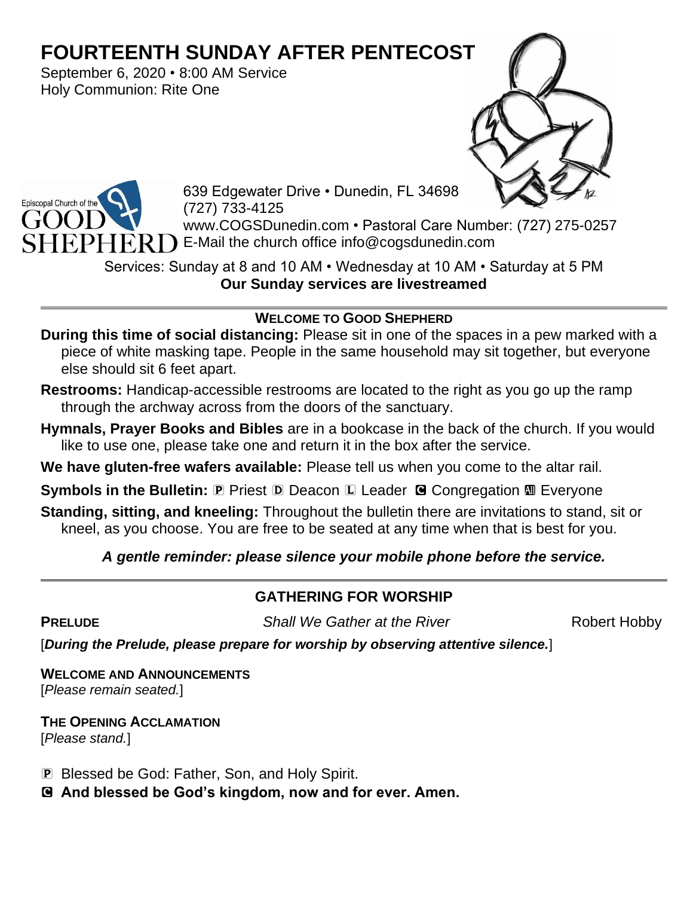# FOURTEENTH SUNDAY AFTER PENTECOST

September 6, 2020 • 8:00 AM Service
Holy Communion: Rite One

Episcopal Church of the GOOD SHEPHERD

639 Edgewater Drive • Dunedin, FL 34698
(727) 733-4125
www.COGSDunedin.com • Pastoral Care Number: (727) 275-0257
E-Mail the church office info@cogsdunedin.com

Services: Sunday at 8 and 10 AM • Wednesday at 10 AM • Saturday at 5 PM
**Our Sunday services are livestreamed**

---

**WELCOME TO GOOD SHEPHERD**

**During this time of social distancing:** Please sit in one of the spaces in a pew marked with a piece of white masking tape. People in the same household may sit together, but everyone else should sit 6 feet apart.

**Restrooms:** Handicap-accessible restrooms are located to the right as you go up the ramp through the archway across from the doors of the sanctuary.

**Hymnals, Prayer Books and Bibles** are in a bookcase in the back of the church. If you would like to use one, please take one and return it in the box after the service.

**We have gluten-free wafers available:** Please tell us when you come to the altar rail.

**Symbols in the Bulletin:** ℙ Priest 𝔻 Deacon 𝕃 Leader ℂ Congregation 𝔸 Everyone

**Standing, sitting, and kneeling:** Throughout the bulletin there are invitations to stand, sit or kneel, as you choose. You are free to be seated at any time when that is best for you.

***A gentle reminder: please silence your mobile phone before the service.***

---

## GATHERING FOR WORSHIP

**PRELUDE** *Shall We Gather at the River* Robert Hobby

[***During the Prelude, please prepare for worship by observing attentive silence.***]

**WELCOME AND ANNOUNCEMENTS**
[*Please remain seated.*]

**THE OPENING ACCLAMATION**
[*Please stand.*]

ℙ Blessed be God: Father, Son, and Holy Spirit.

ℂ **And blessed be God's kingdom, now and for ever. Amen.**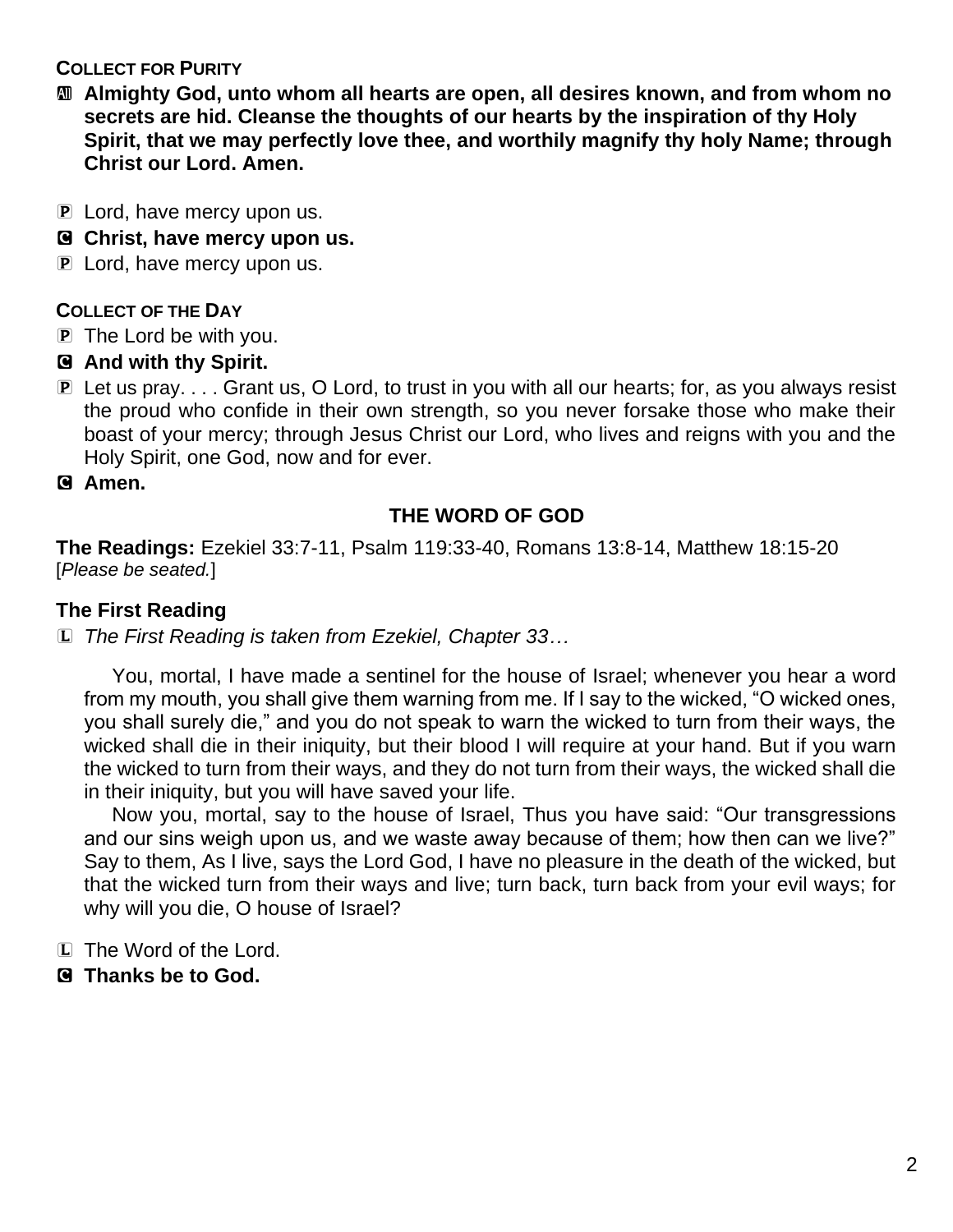**COLLECT FOR PURITY**

Ⓐ **Almighty God, unto whom all hearts are open, all desires known, and from whom no secrets are hid. Cleanse the thoughts of our hearts by the inspiration of thy Holy Spirit, that we may perfectly love thee, and worthily magnify thy holy Name; through Christ our Lord. Amen.**

Ⓟ Lord, have mercy upon us.

Ⓒ **Christ, have mercy upon us.**

Ⓟ Lord, have mercy upon us.

**COLLECT OF THE DAY**

Ⓟ The Lord be with you.

Ⓒ **And with thy Spirit.**

Ⓟ Let us pray. . . . Grant us, O Lord, to trust in you with all our hearts; for, as you always resist the proud who confide in their own strength, so you never forsake those who make their boast of your mercy; through Jesus Christ our Lord, who lives and reigns with you and the Holy Spirit, one God, now and for ever.

Ⓒ **Amen.**

## THE WORD OF GOD

**The Readings:** Ezekiel 33:7-11, Psalm 119:33-40, Romans 13:8-14, Matthew 18:15-20
[*Please be seated.*]

### The First Reading

Ⓛ *The First Reading is taken from Ezekiel, Chapter 33…*

You, mortal, I have made a sentinel for the house of Israel; whenever you hear a word from my mouth, you shall give them warning from me. If I say to the wicked, "O wicked ones, you shall surely die," and you do not speak to warn the wicked to turn from their ways, the wicked shall die in their iniquity, but their blood I will require at your hand. But if you warn the wicked to turn from their ways, and they do not turn from their ways, the wicked shall die in their iniquity, but you will have saved your life.

Now you, mortal, say to the house of Israel, Thus you have said: "Our transgressions and our sins weigh upon us, and we waste away because of them; how then can we live?" Say to them, As I live, says the Lord God, I have no pleasure in the death of the wicked, but that the wicked turn from their ways and live; turn back, turn back from your evil ways; for why will you die, O house of Israel?

Ⓛ The Word of the Lord.

Ⓒ **Thanks be to God.**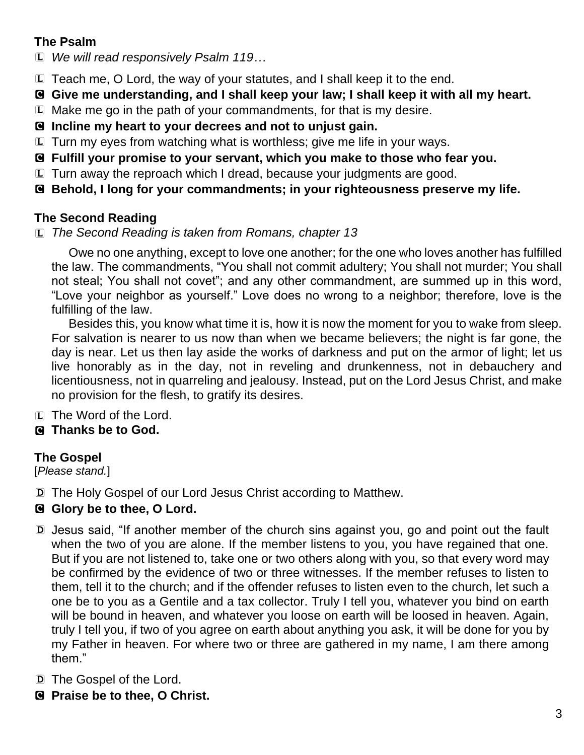### The Psalm

L *We will read responsively Psalm 119…*

L Teach me, O Lord, the way of your statutes, and I shall keep it to the end.

C **Give me understanding, and I shall keep your law; I shall keep it with all my heart.**

L Make me go in the path of your commandments, for that is my desire.

C **Incline my heart to your decrees and not to unjust gain.**

L Turn my eyes from watching what is worthless; give me life in your ways.

C **Fulfill your promise to your servant, which you make to those who fear you.**

L Turn away the reproach which I dread, because your judgments are good.

C **Behold, I long for your commandments; in your righteousness preserve my life.**

### The Second Reading

L *The Second Reading is taken from Romans, chapter 13*

Owe no one anything, except to love one another; for the one who loves another has fulfilled the law. The commandments, "You shall not commit adultery; You shall not murder; You shall not steal; You shall not covet"; and any other commandment, are summed up in this word, "Love your neighbor as yourself." Love does no wrong to a neighbor; therefore, love is the fulfilling of the law.

Besides this, you know what time it is, how it is now the moment for you to wake from sleep. For salvation is nearer to us now than when we became believers; the night is far gone, the day is near. Let us then lay aside the works of darkness and put on the armor of light; let us live honorably as in the day, not in reveling and drunkenness, not in debauchery and licentiousness, not in quarreling and jealousy. Instead, put on the Lord Jesus Christ, and make no provision for the flesh, to gratify its desires.

L The Word of the Lord.

C **Thanks be to God.**

### The Gospel

[*Please stand.*]

D The Holy Gospel of our Lord Jesus Christ according to Matthew.

C **Glory be to thee, O Lord.**

D Jesus said, "If another member of the church sins against you, go and point out the fault when the two of you are alone. If the member listens to you, you have regained that one. But if you are not listened to, take one or two others along with you, so that every word may be confirmed by the evidence of two or three witnesses. If the member refuses to listen to them, tell it to the church; and if the offender refuses to listen even to the church, let such a one be to you as a Gentile and a tax collector. Truly I tell you, whatever you bind on earth will be bound in heaven, and whatever you loose on earth will be loosed in heaven. Again, truly I tell you, if two of you agree on earth about anything you ask, it will be done for you by my Father in heaven. For where two or three are gathered in my name, I am there among them."

D The Gospel of the Lord.

C **Praise be to thee, O Christ.**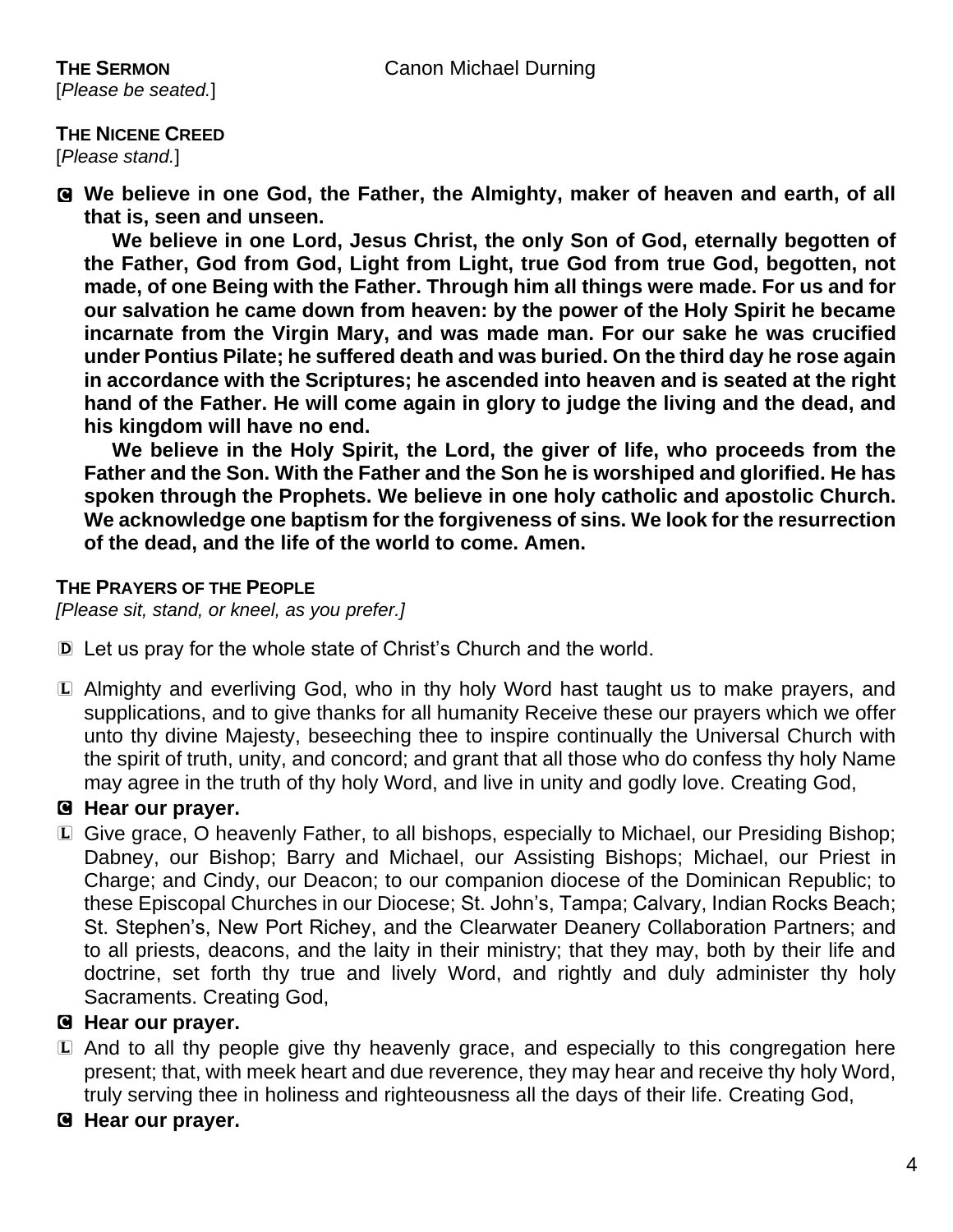**THE SERMON** Canon Michael Durning

[*Please be seated.*]

**THE NICENE CREED**

[*Please stand.*]

Ⓒ **We believe in one God, the Father, the Almighty, maker of heaven and earth, of all that is, seen and unseen.**

**We believe in one Lord, Jesus Christ, the only Son of God, eternally begotten of the Father, God from God, Light from Light, true God from true God, begotten, not made, of one Being with the Father. Through him all things were made. For us and for our salvation he came down from heaven: by the power of the Holy Spirit he became incarnate from the Virgin Mary, and was made man. For our sake he was crucified under Pontius Pilate; he suffered death and was buried. On the third day he rose again in accordance with the Scriptures; he ascended into heaven and is seated at the right hand of the Father. He will come again in glory to judge the living and the dead, and his kingdom will have no end.**

**We believe in the Holy Spirit, the Lord, the giver of life, who proceeds from the Father and the Son. With the Father and the Son he is worshiped and glorified. He has spoken through the Prophets. We believe in one holy catholic and apostolic Church. We acknowledge one baptism for the forgiveness of sins. We look for the resurrection of the dead, and the life of the world to come. Amen.**

**THE PRAYERS OF THE PEOPLE**

*[Please sit, stand, or kneel, as you prefer.]*

Ⓓ Let us pray for the whole state of Christ's Church and the world.

Ⓛ Almighty and everliving God, who in thy holy Word hast taught us to make prayers, and supplications, and to give thanks for all humanity Receive these our prayers which we offer unto thy divine Majesty, beseeching thee to inspire continually the Universal Church with the spirit of truth, unity, and concord; and grant that all those who do confess thy holy Name may agree in the truth of thy holy Word, and live in unity and godly love. Creating God,

Ⓒ **Hear our prayer.**

Ⓛ Give grace, O heavenly Father, to all bishops, especially to Michael, our Presiding Bishop; Dabney, our Bishop; Barry and Michael, our Assisting Bishops; Michael, our Priest in Charge; and Cindy, our Deacon; to our companion diocese of the Dominican Republic; to these Episcopal Churches in our Diocese; St. John's, Tampa; Calvary, Indian Rocks Beach; St. Stephen's, New Port Richey, and the Clearwater Deanery Collaboration Partners; and to all priests, deacons, and the laity in their ministry; that they may, both by their life and doctrine, set forth thy true and lively Word, and rightly and duly administer thy holy Sacraments. Creating God,

Ⓒ **Hear our prayer.**

Ⓛ And to all thy people give thy heavenly grace, and especially to this congregation here present; that, with meek heart and due reverence, they may hear and receive thy holy Word, truly serving thee in holiness and righteousness all the days of their life. Creating God,

Ⓒ **Hear our prayer.**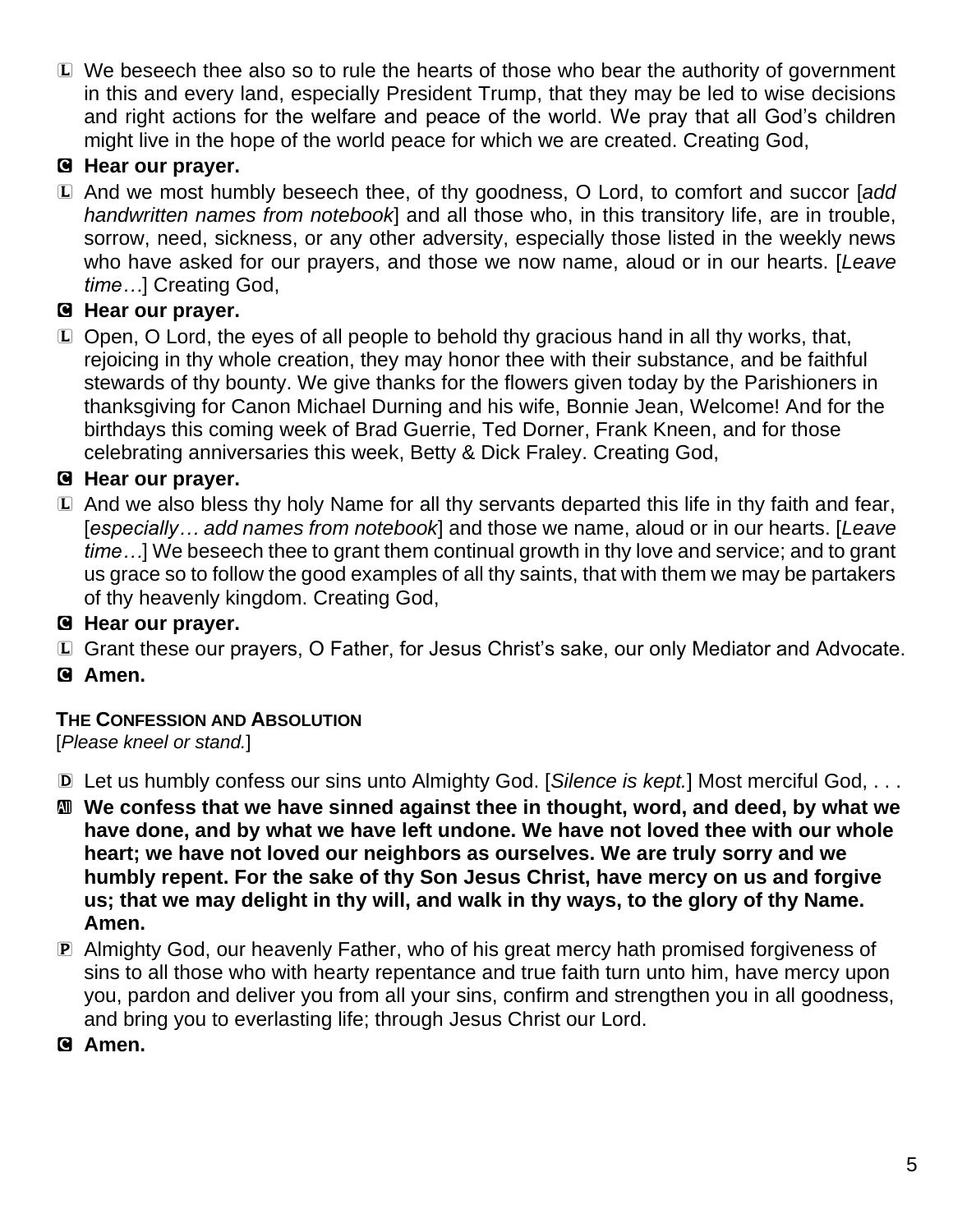L We beseech thee also so to rule the hearts of those who bear the authority of government in this and every land, especially President Trump, that they may be led to wise decisions and right actions for the welfare and peace of the world. We pray that all God's children might live in the hope of the world peace for which we are created. Creating God,

**C Hear our prayer.**

L And we most humbly beseech thee, of thy goodness, O Lord, to comfort and succor [*add handwritten names from notebook*] and all those who, in this transitory life, are in trouble, sorrow, need, sickness, or any other adversity, especially those listed in the weekly news who have asked for our prayers, and those we now name, aloud or in our hearts. [*Leave time…*] Creating God,

**C Hear our prayer.**

L Open, O Lord, the eyes of all people to behold thy gracious hand in all thy works, that, rejoicing in thy whole creation, they may honor thee with their substance, and be faithful stewards of thy bounty. We give thanks for the flowers given today by the Parishioners in thanksgiving for Canon Michael Durning and his wife, Bonnie Jean, Welcome! And for the birthdays this coming week of Brad Guerrie, Ted Dorner, Frank Kneen, and for those celebrating anniversaries this week, Betty & Dick Fraley. Creating God,

**C Hear our prayer.**

L And we also bless thy holy Name for all thy servants departed this life in thy faith and fear, [*especially… add names from notebook*] and those we name, aloud or in our hearts. [*Leave time…*] We beseech thee to grant them continual growth in thy love and service; and to grant us grace so to follow the good examples of all thy saints, that with them we may be partakers of thy heavenly kingdom. Creating God,

**C Hear our prayer.**

L Grant these our prayers, O Father, for Jesus Christ's sake, our only Mediator and Advocate.

**C Amen.**

**THE CONFESSION AND ABSOLUTION**

[*Please kneel or stand.*]

D Let us humbly confess our sins unto Almighty God. [*Silence is kept.*] Most merciful God, . . .

**All We confess that we have sinned against thee in thought, word, and deed, by what we have done, and by what we have left undone. We have not loved thee with our whole heart; we have not loved our neighbors as ourselves. We are truly sorry and we humbly repent. For the sake of thy Son Jesus Christ, have mercy on us and forgive us; that we may delight in thy will, and walk in thy ways, to the glory of thy Name. Amen.**

P Almighty God, our heavenly Father, who of his great mercy hath promised forgiveness of sins to all those who with hearty repentance and true faith turn unto him, have mercy upon you, pardon and deliver you from all your sins, confirm and strengthen you in all goodness, and bring you to everlasting life; through Jesus Christ our Lord.

**C Amen.**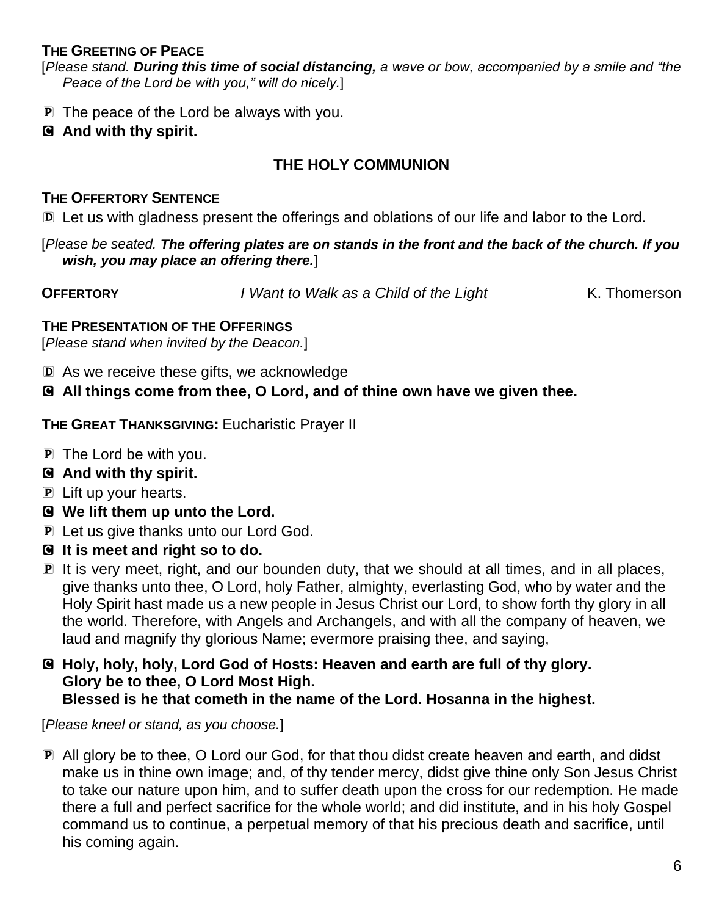**THE GREETING OF PEACE**

[*Please stand. **During this time of social distancing,** a wave or bow, accompanied by a smile and "the Peace of the Lord be with you," will do nicely.*]

P The peace of the Lord be always with you.

C **And with thy spirit.**

## THE HOLY COMMUNION

**THE OFFERTORY SENTENCE**

D Let us with gladness present the offerings and oblations of our life and labor to the Lord.

[*Please be seated. **The offering plates are on stands in the front and the back of the church. If you wish, you may place an offering there.***]

**OFFERTORY** *I Want to Walk as a Child of the Light* K. Thomerson

**THE PRESENTATION OF THE OFFERINGS**

[*Please stand when invited by the Deacon.*]

D As we receive these gifts, we acknowledge

C **All things come from thee, O Lord, and of thine own have we given thee.**

**THE GREAT THANKSGIVING:** Eucharistic Prayer II

P The Lord be with you.

C **And with thy spirit.**

P Lift up your hearts.

C **We lift them up unto the Lord.**

P Let us give thanks unto our Lord God.

C **It is meet and right so to do.**

P It is very meet, right, and our bounden duty, that we should at all times, and in all places, give thanks unto thee, O Lord, holy Father, almighty, everlasting God, who by water and the Holy Spirit hast made us a new people in Jesus Christ our Lord, to show forth thy glory in all the world. Therefore, with Angels and Archangels, and with all the company of heaven, we laud and magnify thy glorious Name; evermore praising thee, and saying,

C **Holy, holy, holy, Lord God of Hosts: Heaven and earth are full of thy glory.**
**Glory be to thee, O Lord Most High.**
**Blessed is he that cometh in the name of the Lord. Hosanna in the highest.**

[*Please kneel or stand, as you choose.*]

P All glory be to thee, O Lord our God, for that thou didst create heaven and earth, and didst make us in thine own image; and, of thy tender mercy, didst give thine only Son Jesus Christ to take our nature upon him, and to suffer death upon the cross for our redemption. He made there a full and perfect sacrifice for the whole world; and did institute, and in his holy Gospel command us to continue, a perpetual memory of that his precious death and sacrifice, until his coming again.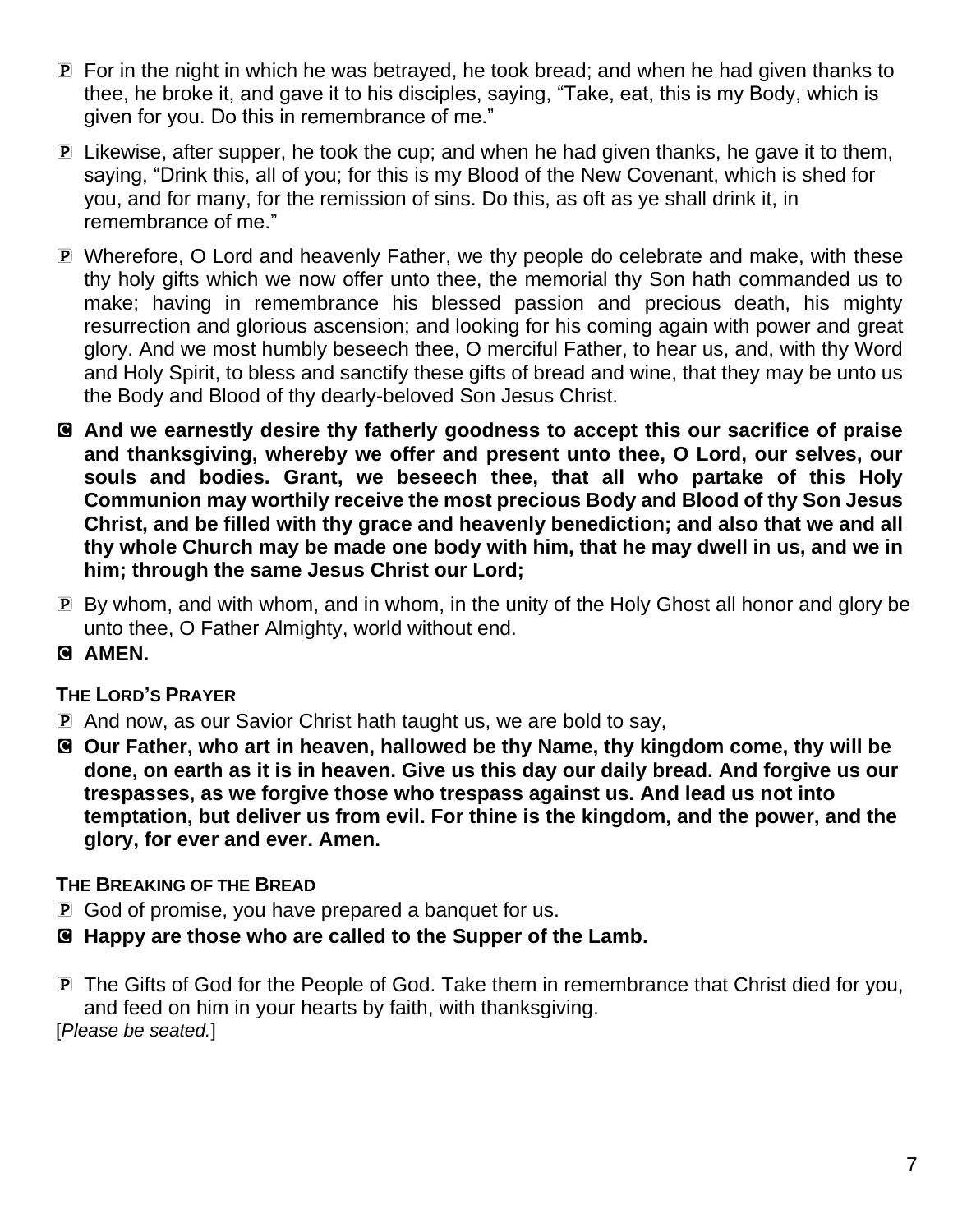P For in the night in which he was betrayed, he took bread; and when he had given thanks to thee, he broke it, and gave it to his disciples, saying, "Take, eat, this is my Body, which is given for you. Do this in remembrance of me."

P Likewise, after supper, he took the cup; and when he had given thanks, he gave it to them, saying, "Drink this, all of you; for this is my Blood of the New Covenant, which is shed for you, and for many, for the remission of sins. Do this, as oft as ye shall drink it, in remembrance of me."

P Wherefore, O Lord and heavenly Father, we thy people do celebrate and make, with these thy holy gifts which we now offer unto thee, the memorial thy Son hath commanded us to make; having in remembrance his blessed passion and precious death, his mighty resurrection and glorious ascension; and looking for his coming again with power and great glory. And we most humbly beseech thee, O merciful Father, to hear us, and, with thy Word and Holy Spirit, to bless and sanctify these gifts of bread and wine, that they may be unto us the Body and Blood of thy dearly-beloved Son Jesus Christ.

C **And we earnestly desire thy fatherly goodness to accept this our sacrifice of praise and thanksgiving, whereby we offer and present unto thee, O Lord, our selves, our souls and bodies. Grant, we beseech thee, that all who partake of this Holy Communion may worthily receive the most precious Body and Blood of thy Son Jesus Christ, and be filled with thy grace and heavenly benediction; and also that we and all thy whole Church may be made one body with him, that he may dwell in us, and we in him; through the same Jesus Christ our Lord;**

P By whom, and with whom, and in whom, in the unity of the Holy Ghost all honor and glory be unto thee, O Father Almighty, world without end.

C **AMEN.**

**THE LORD'S PRAYER**

P And now, as our Savior Christ hath taught us, we are bold to say,

C **Our Father, who art in heaven, hallowed be thy Name, thy kingdom come, thy will be done, on earth as it is in heaven. Give us this day our daily bread. And forgive us our trespasses, as we forgive those who trespass against us. And lead us not into temptation, but deliver us from evil. For thine is the kingdom, and the power, and the glory, for ever and ever. Amen.**

**THE BREAKING OF THE BREAD**

P God of promise, you have prepared a banquet for us.

C **Happy are those who are called to the Supper of the Lamb.**

P The Gifts of God for the People of God. Take them in remembrance that Christ died for you, and feed on him in your hearts by faith, with thanksgiving.

[*Please be seated.*]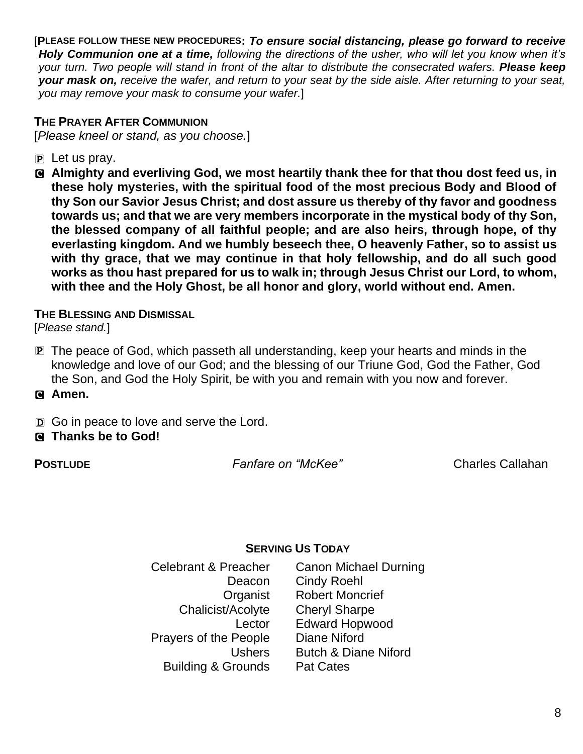[**PLEASE FOLLOW THESE NEW PROCEDURES:** ***To ensure social distancing, please go forward to receive Holy Communion one at a time,*** *following the directions of the usher, who will let you know when it's your turn. Two people will stand in front of the altar to distribute the consecrated wafers.* ***Please keep your mask on,*** *receive the wafer, and return to your seat by the side aisle. After returning to your seat, you may remove your mask to consume your wafer.*]

**THE PRAYER AFTER COMMUNION**

[*Please kneel or stand, as you choose.*]

P Let us pray.

C **Almighty and everliving God, we most heartily thank thee for that thou dost feed us, in these holy mysteries, with the spiritual food of the most precious Body and Blood of thy Son our Savior Jesus Christ; and dost assure us thereby of thy favor and goodness towards us; and that we are very members incorporate in the mystical body of thy Son, the blessed company of all faithful people; and are also heirs, through hope, of thy everlasting kingdom. And we humbly beseech thee, O heavenly Father, so to assist us with thy grace, that we may continue in that holy fellowship, and do all such good works as thou hast prepared for us to walk in; through Jesus Christ our Lord, to whom, with thee and the Holy Ghost, be all honor and glory, world without end. Amen.**

**THE BLESSING AND DISMISSAL**

[*Please stand.*]

P The peace of God, which passeth all understanding, keep your hearts and minds in the knowledge and love of our God; and the blessing of our Triune God, God the Father, God the Son, and God the Holy Spirit, be with you and remain with you now and forever.

C **Amen.**

D Go in peace to love and serve the Lord.

C **Thanks be to God!**

**POSTLUDE** *Fanfare on "McKee"* Charles Callahan

**SERVING US TODAY**

| | |
|---|---|
| Celebrant & Preacher | Canon Michael Durning |
| Deacon | Cindy Roehl |
| Organist | Robert Moncrief |
| Chalicist/Acolyte | Cheryl Sharpe |
| Lector | Edward Hopwood |
| Prayers of the People | Diane Niford |
| Ushers | Butch & Diane Niford |
| Building & Grounds | Pat Cates |